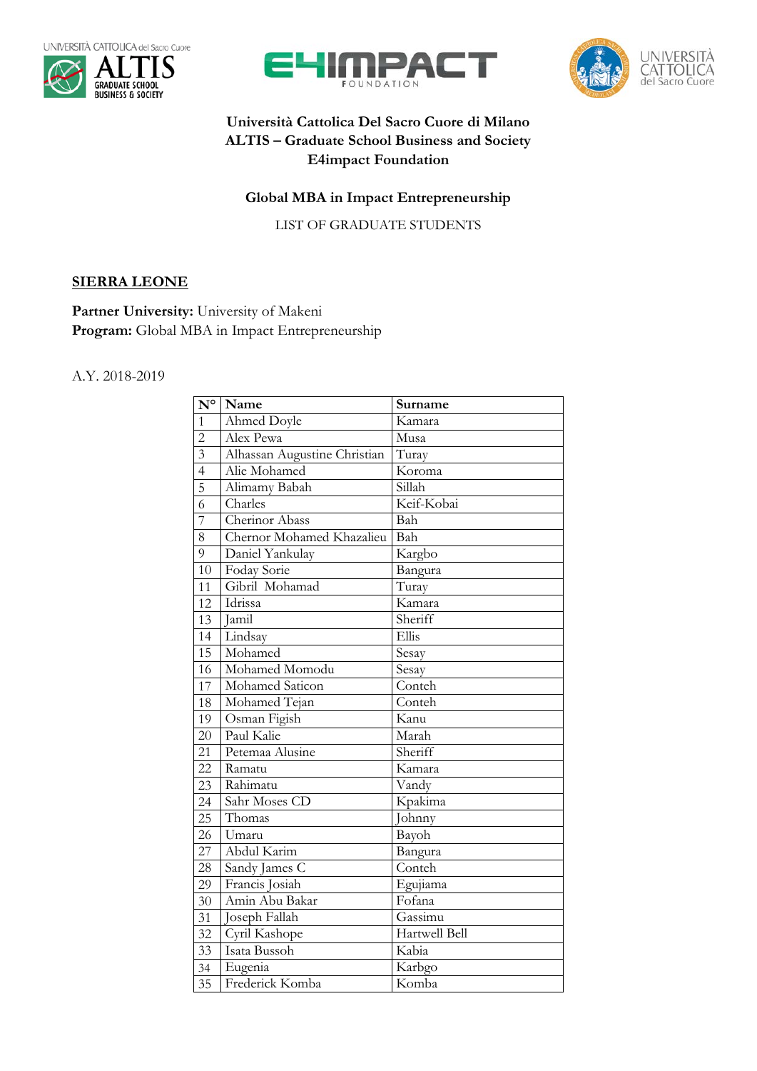**Università Cattolica Del Sacro Cuore di Milano**
**ALTIS – Graduate School Business and Society**
**E4impact Foundation**

**Global MBA in Impact Entrepreneurship**

LIST OF GRADUATE STUDENTS

## SIERRA LEONE

**Partner University:** University of Makeni
**Program:** Global MBA in Impact Entrepreneurship

A.Y. 2018-2019

| N° | Name | Surname |
|---|---|---|
| 1 | Ahmed Doyle | Kamara |
| 2 | Alex Pewa | Musa |
| 3 | Alhassan Augustine Christian | Turay |
| 4 | Alie Mohamed | Koroma |
| 5 | Alimamy Babah | Sillah |
| 6 | Charles | Keif-Kobai |
| 7 | Cherinor Abass | Bah |
| 8 | Chernor Mohamed Khazalieu | Bah |
| 9 | Daniel Yankulay | Kargbo |
| 10 | Foday Sorie | Bangura |
| 11 | Gibril Mohamad | Turay |
| 12 | Idrissa | Kamara |
| 13 | Jamil | Sheriff |
| 14 | Lindsay | Ellis |
| 15 | Mohamed | Sesay |
| 16 | Mohamed Momodu | Sesay |
| 17 | Mohamed Saticon | Conteh |
| 18 | Mohamed Tejan | Conteh |
| 19 | Osman Figish | Kanu |
| 20 | Paul Kalie | Marah |
| 21 | Petemaa Alusine | Sheriff |
| 22 | Ramatu | Kamara |
| 23 | Rahimatu | Vandy |
| 24 | Sahr Moses CD | Kpakima |
| 25 | Thomas | Johnny |
| 26 | Umaru | Bayoh |
| 27 | Abdul Karim | Bangura |
| 28 | Sandy James C | Conteh |
| 29 | Francis Josiah | Egujiama |
| 30 | Amin Abu Bakar | Fofana |
| 31 | Joseph Fallah | Gassimu |
| 32 | Cyril Kashope | Hartwell Bell |
| 33 | Isata Bussoh | Kabia |
| 34 | Eugenia | Karbgo |
| 35 | Frederick Komba | Komba |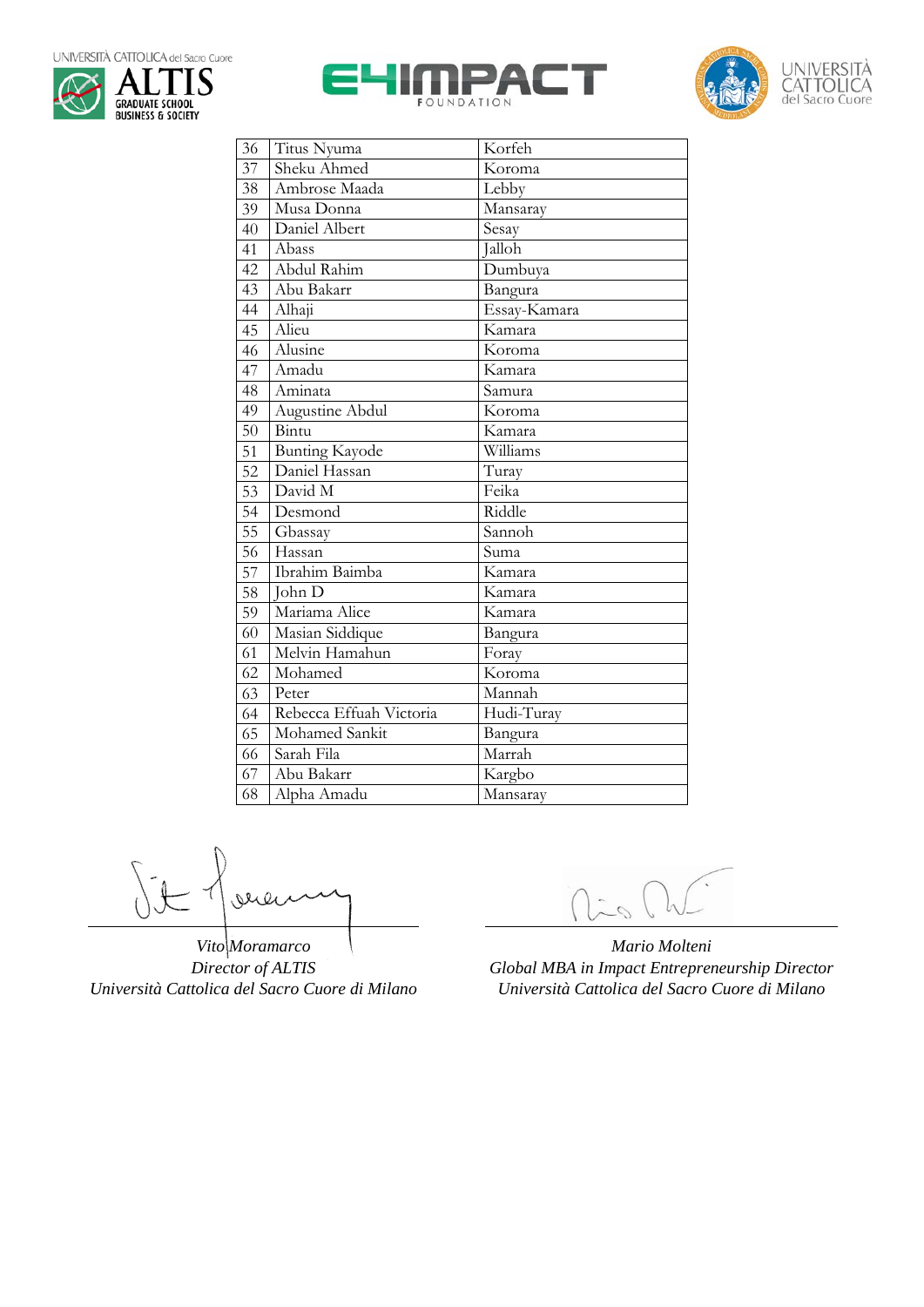| | | |
|---|---|---|
| 36 | Titus Nyuma | Korfeh |
| 37 | Sheku Ahmed | Koroma |
| 38 | Ambrose Maada | Lebby |
| 39 | Musa Donna | Mansaray |
| 40 | Daniel Albert | Sesay |
| 41 | Abass | Jalloh |
| 42 | Abdul Rahim | Dumbuya |
| 43 | Abu Bakarr | Bangura |
| 44 | Alhaji | Essay-Kamara |
| 45 | Alieu | Kamara |
| 46 | Alusine | Koroma |
| 47 | Amadu | Kamara |
| 48 | Aminata | Samura |
| 49 | Augustine Abdul | Koroma |
| 50 | Bintu | Kamara |
| 51 | Bunting Kayode | Williams |
| 52 | Daniel Hassan | Turay |
| 53 | David M | Feika |
| 54 | Desmond | Riddle |
| 55 | Gbassay | Sannoh |
| 56 | Hassan | Suma |
| 57 | Ibrahim Baimba | Kamara |
| 58 | John D | Kamara |
| 59 | Mariama Alice | Kamara |
| 60 | Masian Siddique | Bangura |
| 61 | Melvin Hamahun | Foray |
| 62 | Mohamed | Koroma |
| 63 | Peter | Mannah |
| 64 | Rebecca Effuah Victoria | Hudi-Turay |
| 65 | Mohamed Sankit | Bangura |
| 66 | Sarah Fila | Marrah |
| 67 | Abu Bakarr | Kargbo |
| 68 | Alpha Amadu | Mansaray |

*Vito Moramarco*
*Director of ALTIS*
*Università Cattolica del Sacro Cuore di Milano*

*Mario Molteni*
*Global MBA in Impact Entrepreneurship Director*
*Università Cattolica del Sacro Cuore di Milano*